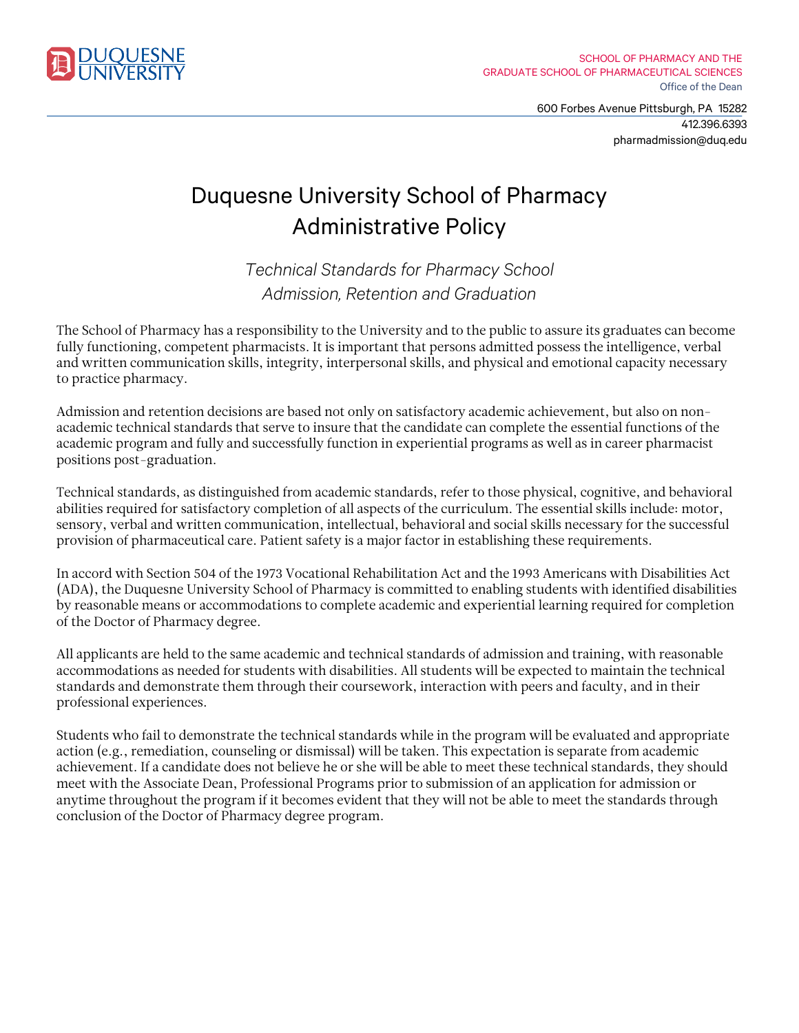DUQUESNE UNIVERSITY

SCHOOL OF PHARMACY AND THE
GRADUATE SCHOOL OF PHARMACEUTICAL SCIENCES
Office of the Dean

600 Forbes Avenue Pittsburgh, PA 15282
412.396.6393
pharmadmission@duq.edu

# Duquesne University School of Pharmacy Administrative Policy

## *Technical Standards for Pharmacy School Admission, Retention and Graduation*

The School of Pharmacy has a responsibility to the University and to the public to assure its graduates can become fully functioning, competent pharmacists. It is important that persons admitted possess the intelligence, verbal and written communication skills, integrity, interpersonal skills, and physical and emotional capacity necessary to practice pharmacy.

Admission and retention decisions are based not only on satisfactory academic achievement, but also on non-academic technical standards that serve to insure that the candidate can complete the essential functions of the academic program and fully and successfully function in experiential programs as well as in career pharmacist positions post-graduation.

Technical standards, as distinguished from academic standards, refer to those physical, cognitive, and behavioral abilities required for satisfactory completion of all aspects of the curriculum. The essential skills include: motor, sensory, verbal and written communication, intellectual, behavioral and social skills necessary for the successful provision of pharmaceutical care. Patient safety is a major factor in establishing these requirements.

In accord with Section 504 of the 1973 Vocational Rehabilitation Act and the 1993 Americans with Disabilities Act (ADA), the Duquesne University School of Pharmacy is committed to enabling students with identified disabilities by reasonable means or accommodations to complete academic and experiential learning required for completion of the Doctor of Pharmacy degree.

All applicants are held to the same academic and technical standards of admission and training, with reasonable accommodations as needed for students with disabilities. All students will be expected to maintain the technical standards and demonstrate them through their coursework, interaction with peers and faculty, and in their professional experiences.

Students who fail to demonstrate the technical standards while in the program will be evaluated and appropriate action (e.g., remediation, counseling or dismissal) will be taken. This expectation is separate from academic achievement. If a candidate does not believe he or she will be able to meet these technical standards, they should meet with the Associate Dean, Professional Programs prior to submission of an application for admission or anytime throughout the program if it becomes evident that they will not be able to meet the standards through conclusion of the Doctor of Pharmacy degree program.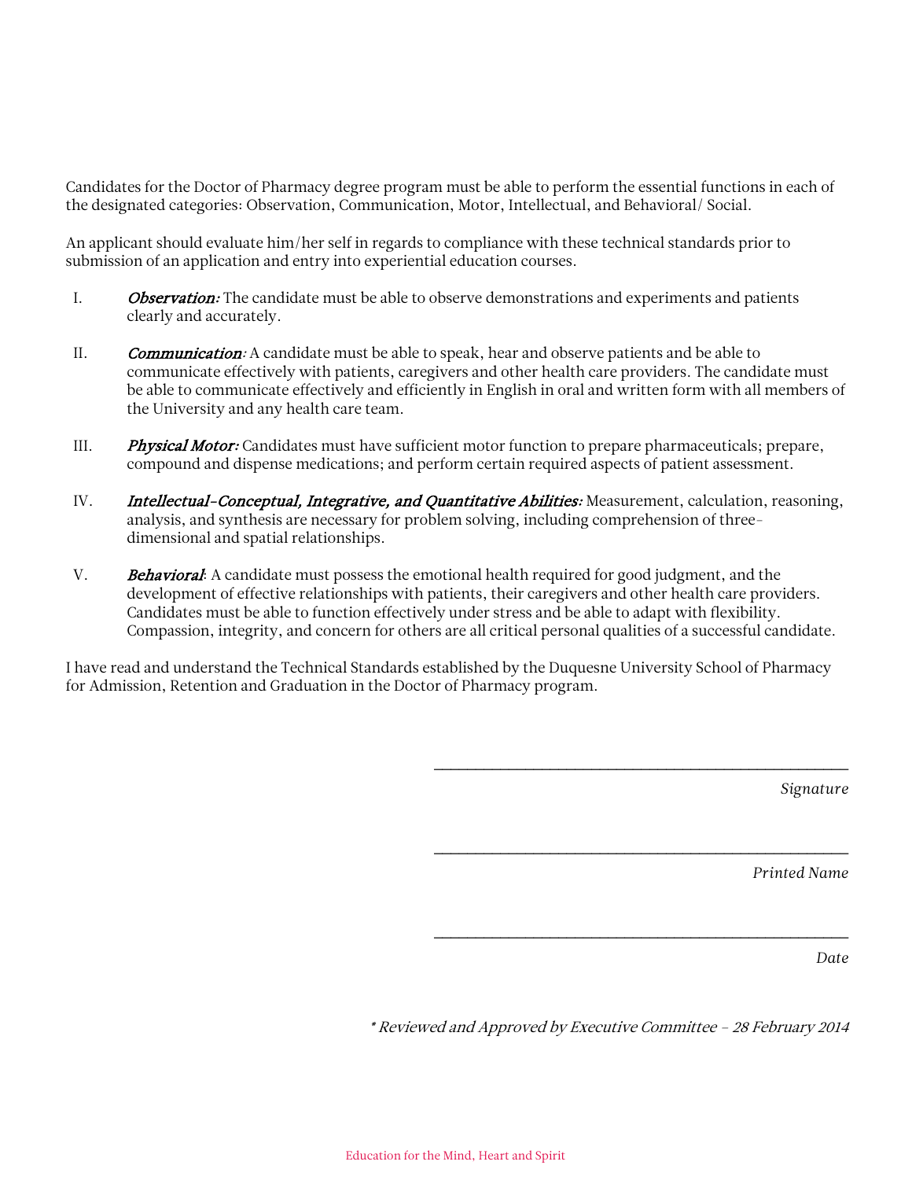Candidates for the Doctor of Pharmacy degree program must be able to perform the essential functions in each of the designated categories: Observation, Communication, Motor, Intellectual, and Behavioral/ Social.

An applicant should evaluate him/her self in regards to compliance with these technical standards prior to submission of an application and entry into experiential education courses.

I. ***Observation:*** The candidate must be able to observe demonstrations and experiments and patients clearly and accurately.

II. ***Communication:*** A candidate must be able to speak, hear and observe patients and be able to communicate effectively with patients, caregivers and other health care providers. The candidate must be able to communicate effectively and efficiently in English in oral and written form with all members of the University and any health care team.

III. ***Physical Motor:*** Candidates must have sufficient motor function to prepare pharmaceuticals; prepare, compound and dispense medications; and perform certain required aspects of patient assessment.

IV. ***Intellectual-Conceptual, Integrative, and Quantitative Abilities:*** Measurement, calculation, reasoning, analysis, and synthesis are necessary for problem solving, including comprehension of three-dimensional and spatial relationships.

V. ***Behavioral:*** A candidate must possess the emotional health required for good judgment, and the development of effective relationships with patients, their caregivers and other health care providers. Candidates must be able to function effectively under stress and be able to adapt with flexibility. Compassion, integrity, and concern for others are all critical personal qualities of a successful candidate.

I have read and understand the Technical Standards established by the Duquesne University School of Pharmacy for Admission, Retention and Graduation in the Doctor of Pharmacy program.

\_\_\_\_\_\_\_\_\_\_\_\_\_\_\_\_\_\_\_\_\_\_\_\_\_\_\_\_\_\_\_\_\_\_\_\_\_\_\_\_

*Signature*

\_\_\_\_\_\_\_\_\_\_\_\_\_\_\_\_\_\_\_\_\_\_\_\_\_\_\_\_\_\_\_\_\_\_\_\_\_\_\_\_

*Printed Name*

\_\_\_\_\_\_\_\_\_\_\_\_\_\_\_\_\_\_\_\_\_\_\_\_\_\_\_\_\_\_\_\_\_\_\_\_\_\_\_\_

*Date*

*\* Reviewed and Approved by Executive Committee – 28 February 2014*

Education for the Mind, Heart and Spirit